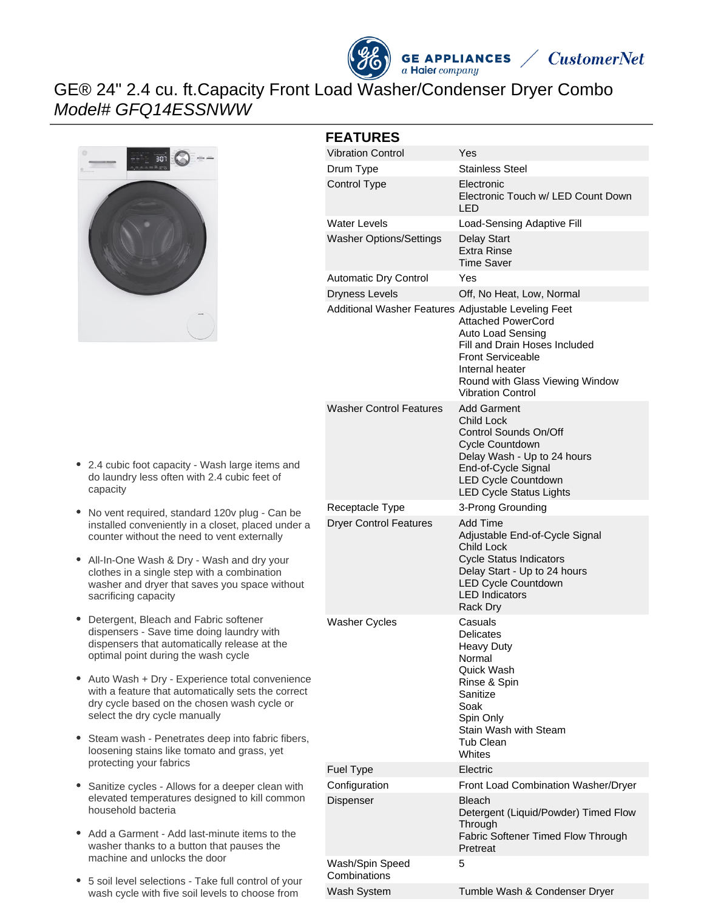# GE® 24" 2.4 cu. ft.Capacity Front Load Washer/Condenser Dryer Combo

*Model# GFQ14ESSNWW*

- 2.4 cubic foot capacity - Wash large items and do laundry less often with 2.4 cubic feet of capacity
- No vent required, standard 120v plug - Can be installed conveniently in a closet, placed under a counter without the need to vent externally
- All-In-One Wash & Dry - Wash and dry your clothes in a single step with a combination washer and dryer that saves you space without sacrificing capacity
- Detergent, Bleach and Fabric softener dispensers - Save time doing laundry with dispensers that automatically release at the optimal point during the wash cycle
- Auto Wash + Dry - Experience total convenience with a feature that automatically sets the correct dry cycle based on the chosen wash cycle or select the dry cycle manually
- Steam wash - Penetrates deep into fabric fibers, loosening stains like tomato and grass, yet protecting your fabrics
- Sanitize cycles - Allows for a deeper clean with elevated temperatures designed to kill common household bacteria
- Add a Garment - Add last-minute items to the washer thanks to a button that pauses the machine and unlocks the door
- 5 soil level selections - Take full control of your wash cycle with five soil levels to choose from

## FEATURES

| | |
|---|---|
| Vibration Control | Yes |
| Drum Type | Stainless Steel |
| Control Type | Electronic<br>Electronic Touch w/ LED Count Down LED |
| Water Levels | Load-Sensing Adaptive Fill |
| Washer Options/Settings | Delay Start<br>Extra Rinse<br>Time Saver |
| Automatic Dry Control | Yes |
| Dryness Levels | Off, No Heat, Low, Normal |
| Additional Washer Features | Adjustable Leveling Feet<br>Attached PowerCord<br>Auto Load Sensing<br>Fill and Drain Hoses Included<br>Front Serviceable<br>Internal heater<br>Round with Glass Viewing Window<br>Vibration Control |
| Washer Control Features | Add Garment<br>Child Lock<br>Control Sounds On/Off<br>Cycle Countdown<br>Delay Wash - Up to 24 hours<br>End-of-Cycle Signal<br>LED Cycle Countdown<br>LED Cycle Status Lights |
| Receptacle Type | 3-Prong Grounding |
| Dryer Control Features | Add Time<br>Adjustable End-of-Cycle Signal<br>Child Lock<br>Cycle Status Indicators<br>Delay Start - Up to 24 hours<br>LED Cycle Countdown<br>LED Indicators<br>Rack Dry |
| Washer Cycles | Casuals<br>Delicates<br>Heavy Duty<br>Normal<br>Quick Wash<br>Rinse & Spin<br>Sanitize<br>Soak<br>Spin Only<br>Stain Wash with Steam<br>Tub Clean<br>Whites |
| Fuel Type | Electric |
| Configuration | Front Load Combination Washer/Dryer |
| Dispenser | Bleach<br>Detergent (Liquid/Powder) Timed Flow Through<br>Fabric Softener Timed Flow Through<br>Pretreat |
| Wash/Spin Speed Combinations | 5 |
| Wash System | Tumble Wash & Condenser Dryer |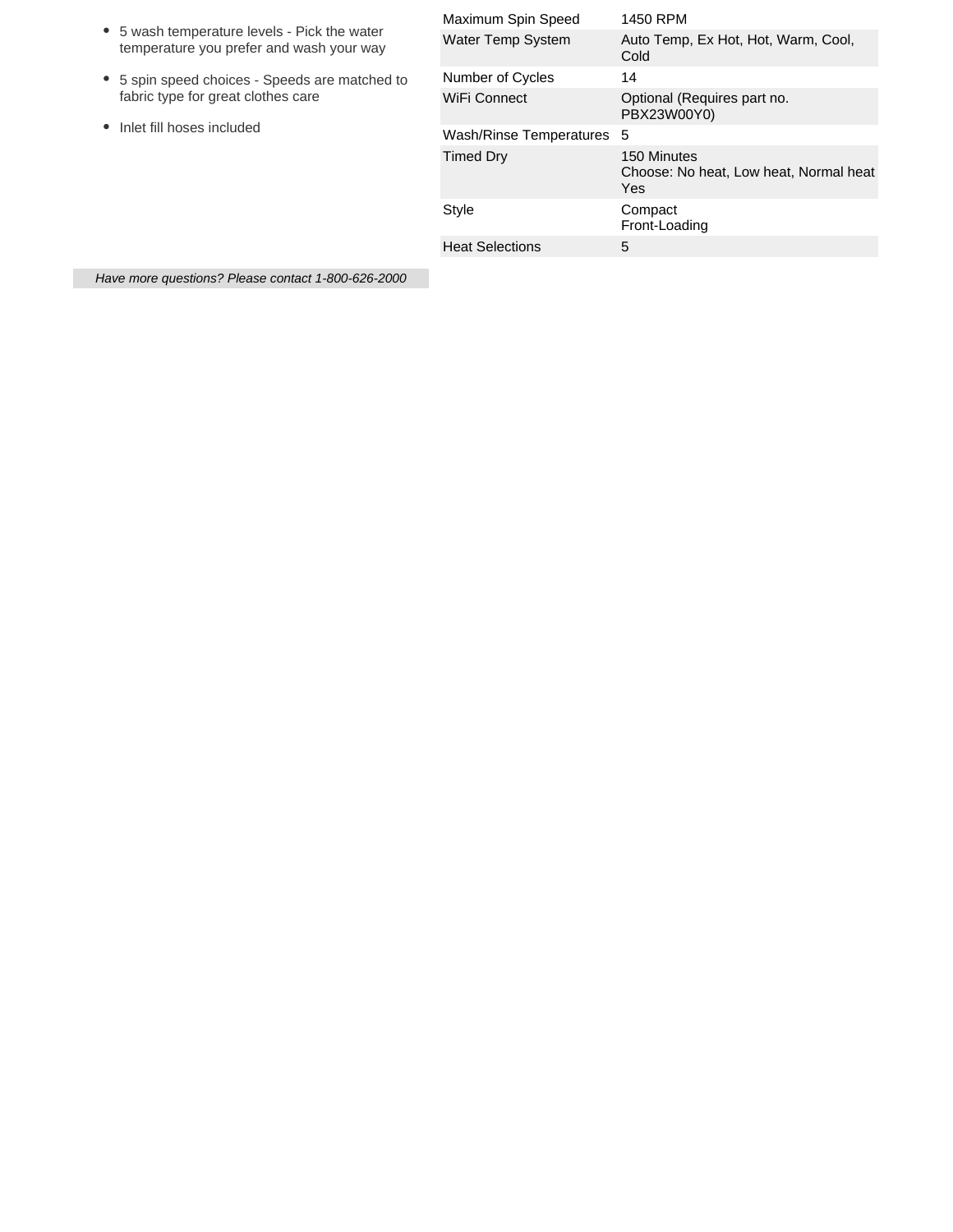- 5 wash temperature levels - Pick the water temperature you prefer and wash your way
- 5 spin speed choices - Speeds are matched to fabric type for great clothes care
- Inlet fill hoses included

| | |
|---|---|
| Maximum Spin Speed | 1450 RPM |
| Water Temp System | Auto Temp, Ex Hot, Hot, Warm, Cool, Cold |
| Number of Cycles | 14 |
| WiFi Connect | Optional (Requires part no. PBX23W00Y0) |
| Wash/Rinse Temperatures | 5 |
| Timed Dry | 150 Minutes<br>Choose: No heat, Low heat, Normal heat<br>Yes |
| Style | Compact<br>Front-Loading |
| Heat Selections | 5 |

*Have more questions? Please contact 1-800-626-2000*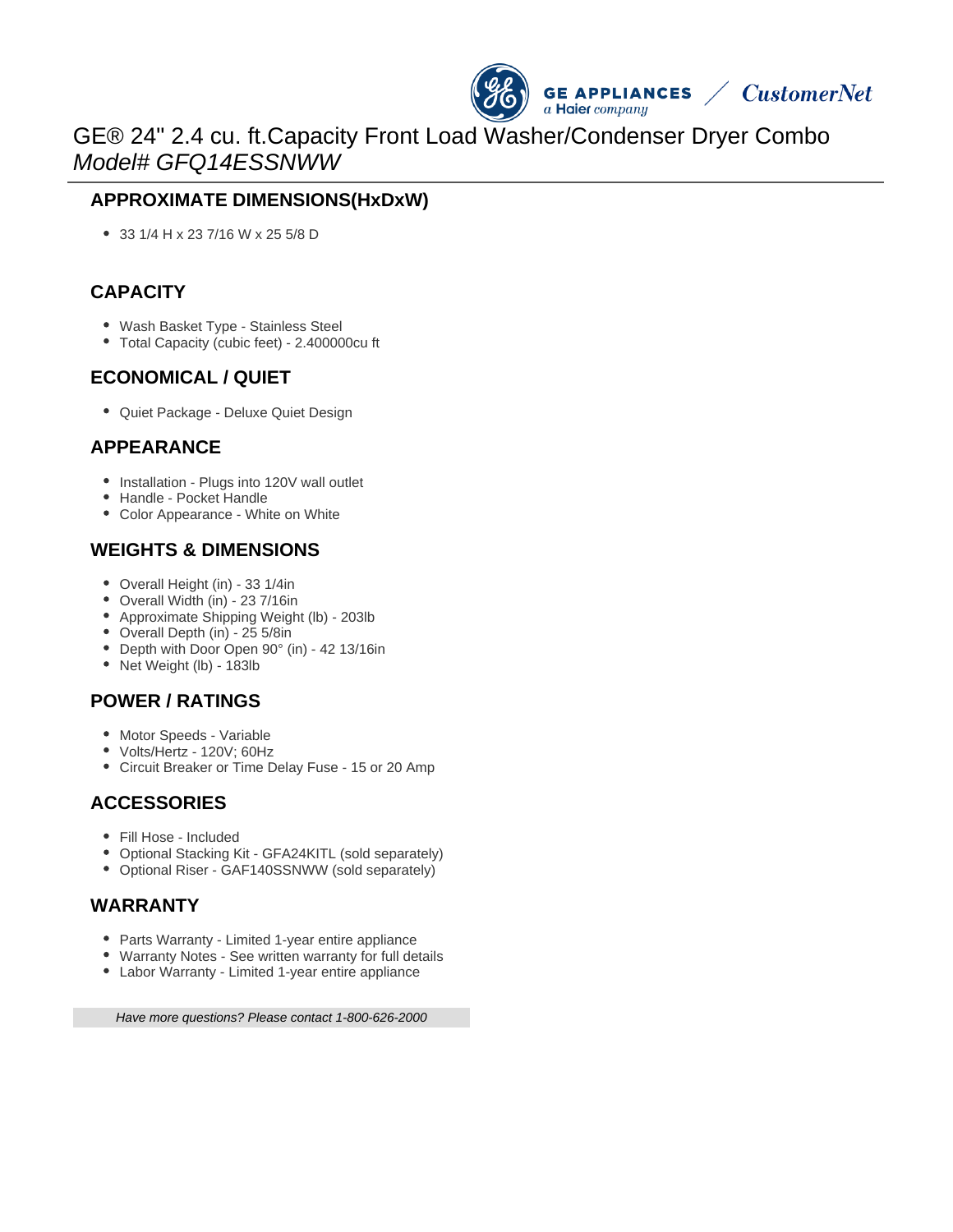# GE® 24" 2.4 cu. ft.Capacity Front Load Washer/Condenser Dryer Combo
*Model# GFQ14ESSNWW*

## APPROXIMATE DIMENSIONS(HxDxW)

- 33 1/4 H x 23 7/16 W x 25 5/8 D

## CAPACITY

- Wash Basket Type - Stainless Steel
- Total Capacity (cubic feet) - 2.400000cu ft

## ECONOMICAL / QUIET

- Quiet Package - Deluxe Quiet Design

## APPEARANCE

- Installation - Plugs into 120V wall outlet
- Handle - Pocket Handle
- Color Appearance - White on White

## WEIGHTS & DIMENSIONS

- Overall Height (in) - 33 1/4in
- Overall Width (in) - 23 7/16in
- Approximate Shipping Weight (lb) - 203lb
- Overall Depth (in) - 25 5/8in
- Depth with Door Open 90° (in) - 42 13/16in
- Net Weight (lb) - 183lb

## POWER / RATINGS

- Motor Speeds - Variable
- Volts/Hertz - 120V; 60Hz
- Circuit Breaker or Time Delay Fuse - 15 or 20 Amp

## ACCESSORIES

- Fill Hose - Included
- Optional Stacking Kit - GFA24KITL (sold separately)
- Optional Riser - GAF140SSNWW (sold separately)

## WARRANTY

- Parts Warranty - Limited 1-year entire appliance
- Warranty Notes - See written warranty for full details
- Labor Warranty - Limited 1-year entire appliance

*Have more questions? Please contact 1-800-626-2000*